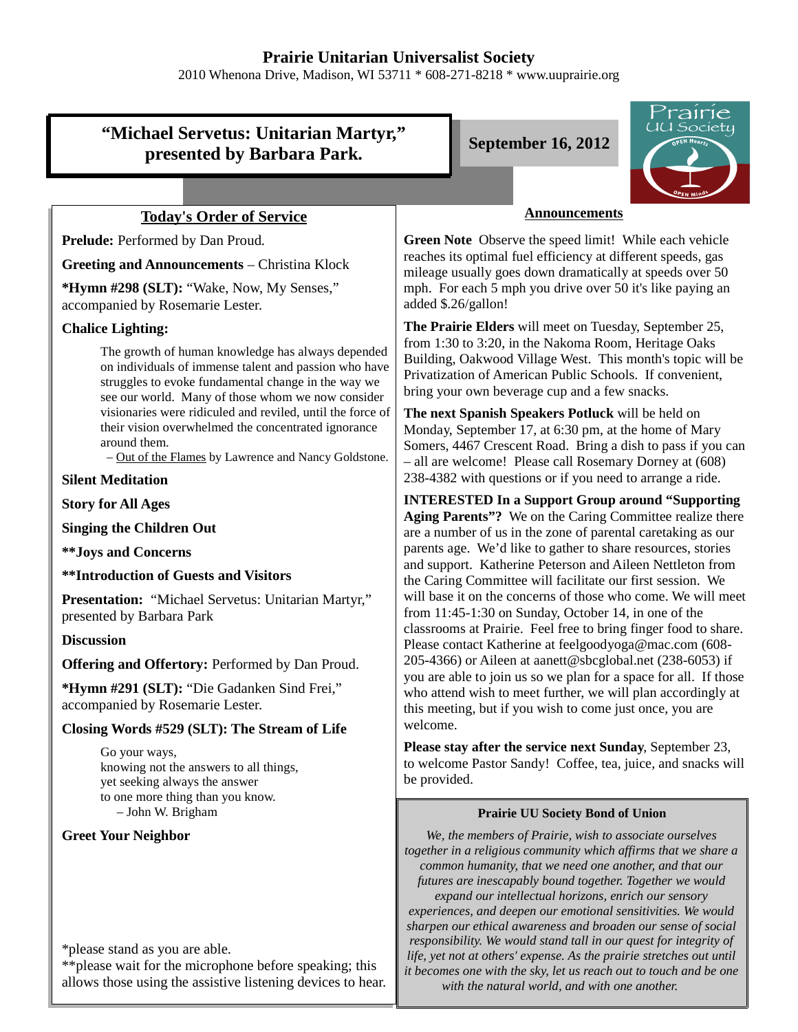# Prairie Unitarian Universalist Society

2010 Whenona Drive, Madison, WI 53711 * 608-271-8218 * www.uuprairie.org

## "Michael Servetus: Unitarian Martyr," presented by Barbara Park.

**September 16, 2012**

### Today's Order of Service

**Prelude:** Performed by Dan Proud.

**Greeting and Announcements** – Christina Klock

***Hymn #298 (SLT):** "Wake, Now, My Senses," accompanied by Rosemarie Lester.

**Chalice Lighting:**

> The growth of human knowledge has always depended on individuals of immense talent and passion who have struggles to evoke fundamental change in the way we see our world. Many of those whom we now consider visionaries were ridiculed and reviled, until the force of their vision overwhelmed the concentrated ignorance around them.
>
> – Out of the Flames by Lawrence and Nancy Goldstone.

**Silent Meditation**

**Story for All Ages**

**Singing the Children Out**

****Joys and Concerns**

****Introduction of Guests and Visitors**

**Presentation:** "Michael Servetus: Unitarian Martyr," presented by Barbara Park

**Discussion**

**Offering and Offertory:** Performed by Dan Proud.

***Hymn #291 (SLT):** "Die Gadanken Sind Frei," accompanied by Rosemarie Lester.

**Closing Words #529 (SLT): The Stream of Life**

> Go your ways,
> knowing not the answers to all things,
> yet seeking always the answer
> to one more thing than you know.
> – John W. Brigham

**Greet Your Neighbor**

*please stand as you are able.
**please wait for the microphone before speaking; this allows those using the assistive listening devices to hear.

### Announcements

**Green Note** Observe the speed limit! While each vehicle reaches its optimal fuel efficiency at different speeds, gas mileage usually goes down dramatically at speeds over 50 mph. For each 5 mph you drive over 50 it's like paying an added $.26/gallon!

**The Prairie Elders** will meet on Tuesday, September 25, from 1:30 to 3:20, in the Nakoma Room, Heritage Oaks Building, Oakwood Village West. This month's topic will be Privatization of American Public Schools. If convenient, bring your own beverage cup and a few snacks.

**The next Spanish Speakers Potluck** will be held on Monday, September 17, at 6:30 pm, at the home of Mary Somers, 4467 Crescent Road. Bring a dish to pass if you can – all are welcome! Please call Rosemary Dorney at (608) 238-4382 with questions or if you need to arrange a ride.

**INTERESTED In a Support Group around "Supporting Aging Parents"?** We on the Caring Committee realize there are a number of us in the zone of parental caretaking as our parents age. We'd like to gather to share resources, stories and support. Katherine Peterson and Aileen Nettleton from the Caring Committee will facilitate our first session. We will base it on the concerns of those who come. We will meet from 11:45-1:30 on Sunday, October 14, in one of the classrooms at Prairie. Feel free to bring finger food to share. Please contact Katherine at feelgoodyoga@mac.com (608-205-4366) or Aileen at aanett@sbcglobal.net (238-6053) if you are able to join us so we plan for a space for all. If those who attend wish to meet further, we will plan accordingly at this meeting, but if you wish to come just once, you are welcome.

**Please stay after the service next Sunday**, September 23, to welcome Pastor Sandy! Coffee, tea, juice, and snacks will be provided.

#### Prairie UU Society Bond of Union

*We, the members of Prairie, wish to associate ourselves together in a religious community which affirms that we share a common humanity, that we need one another, and that our futures are inescapably bound together. Together we would expand our intellectual horizons, enrich our sensory experiences, and deepen our emotional sensitivities. We would sharpen our ethical awareness and broaden our sense of social responsibility. We would stand tall in our quest for integrity of life, yet not at others' expense. As the prairie stretches out until it becomes one with the sky, let us reach out to touch and be one with the natural world, and with one another.*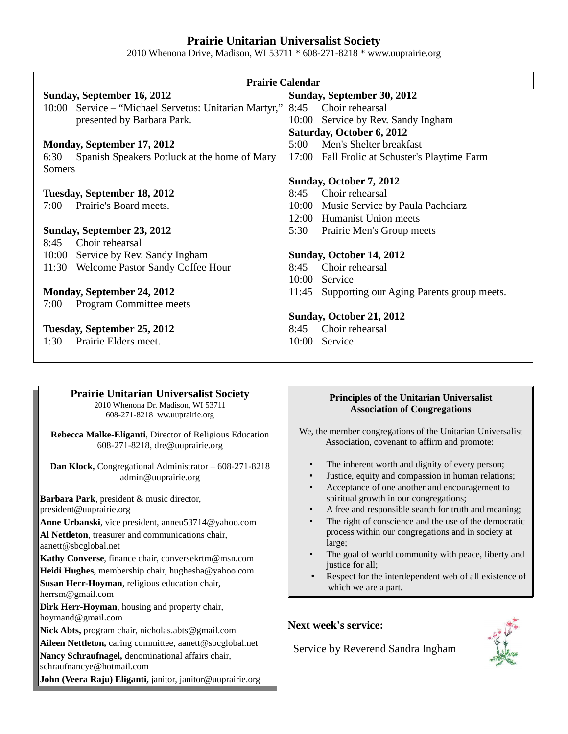# Prairie Unitarian Universalist Society

2010 Whenona Drive, Madison, WI 53711 * 608-271-8218 * www.uuprairie.org

## Prairie Calendar

**Sunday, September 16, 2012**
10:00 Service – "Michael Servetus: Unitarian Martyr," presented by Barbara Park.

**Monday, September 17, 2012**
6:30 Spanish Speakers Potluck at the home of Mary Somers

**Tuesday, September 18, 2012**
7:00 Prairie's Board meets.

**Sunday, September 23, 2012**
8:45 Choir rehearsal
10:00 Service by Rev. Sandy Ingham
11:30 Welcome Pastor Sandy Coffee Hour

**Monday, September 24, 2012**
7:00 Program Committee meets

**Tuesday, September 25, 2012**
1:30 Prairie Elders meet.

**Sunday, September 30, 2012**
8:45 Choir rehearsal
10:00 Service by Rev. Sandy Ingham

**Saturday, October 6, 2012**
5:00 Men's Shelter breakfast
17:00 Fall Frolic at Schuster's Playtime Farm

**Sunday, October 7, 2012**
8:45 Choir rehearsal
10:00 Music Service by Paula Pachciarz
12:00 Humanist Union meets
5:30 Prairie Men's Group meets

**Sunday, October 14, 2012**
8:45 Choir rehearsal
10:00 Service
11:45 Supporting our Aging Parents group meets.

**Sunday, October 21, 2012**
8:45 Choir rehearsal
10:00 Service

---

### Prairie Unitarian Universalist Society

2010 Whenona Dr. Madison, WI 53711
608-271-8218 ww.uuprairie.org

**Rebecca Malke-Eliganti**, Director of Religious Education
608-271-8218, dre@uuprairie.org

**Dan Klock,** Congregational Administrator – 608-271-8218
admin@uuprairie.org

**Barbara Park**, president & music director, president@uuprairie.org

**Anne Urbanski**, vice president, anneu53714@yahoo.com

**Al Nettleton**, treasurer and communications chair, aanett@sbcglobal.net

**Kathy Converse**, finance chair, conversekrtm@msn.com

**Heidi Hughes,** membership chair, hughesha@yahoo.com

**Susan Herr-Hoyman**, religious education chair, herrsm@gmail.com

**Dirk Herr-Hoyman**, housing and property chair, hoymand@gmail.com

**Nick Abts,** program chair, nicholas.abts@gmail.com

**Aileen Nettleton,** caring committee, aanett@sbcglobal.net

**Nancy Schraufnagel,** denominational affairs chair, schraufnancye@hotmail.com

**John (Veera Raju) Eliganti,** janitor, janitor@uuprairie.org

---

### Principles of the Unitarian Universalist Association of Congregations

We, the member congregations of the Unitarian Universalist Association, covenant to affirm and promote:

- The inherent worth and dignity of every person;
- Justice, equity and compassion in human relations;
- Acceptance of one another and encouragement to spiritual growth in our congregations;
- A free and responsible search for truth and meaning;
- The right of conscience and the use of the democratic process within our congregations and in society at large;
- The goal of world community with peace, liberty and justice for all;
- Respect for the interdependent web of all existence of which we are a part.

### Next week's service:

Service by Reverend Sandra Ingham